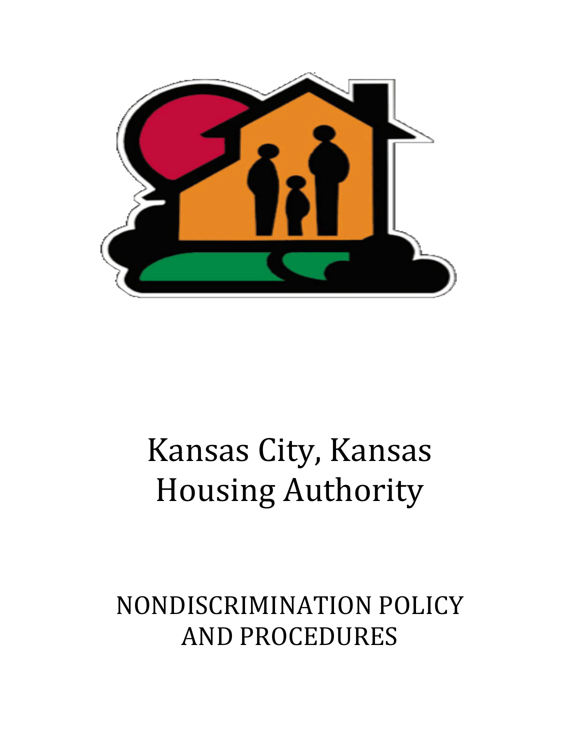# Kansas City, Kansas Housing Authority

## NONDISCRIMINATION POLICY AND PROCEDURES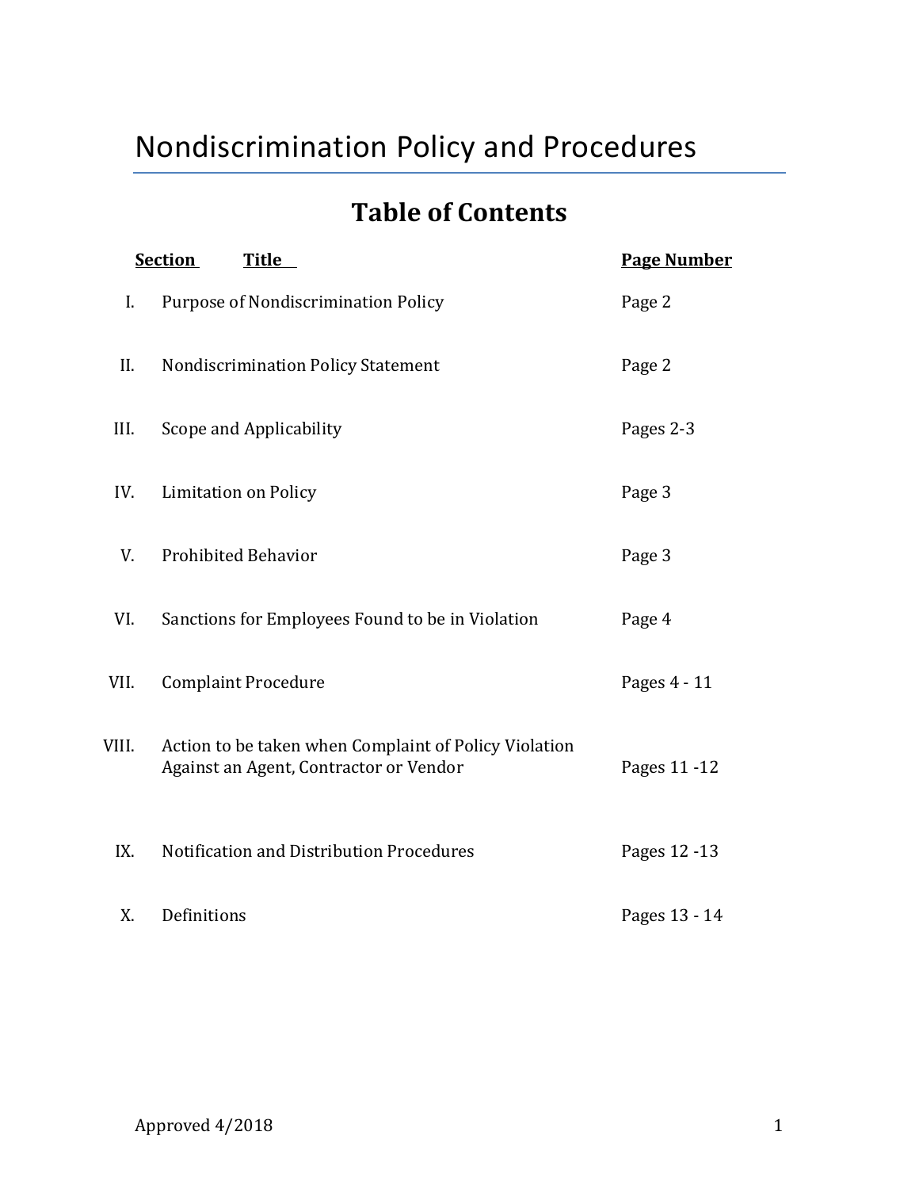# Nondiscrimination Policy and Procedures

## Table of Contents

| Section | Title | Page Number |
|---|---|---|
| I. | Purpose of Nondiscrimination Policy | Page 2 |
| II. | Nondiscrimination Policy Statement | Page 2 |
| III. | Scope and Applicability | Pages 2-3 |
| IV. | Limitation on Policy | Page 3 |
| V. | Prohibited Behavior | Page 3 |
| VI. | Sanctions for Employees Found to be in Violation | Page 4 |
| VII. | Complaint Procedure | Pages 4 - 11 |
| VIII. | Action to be taken when Complaint of Policy Violation Against an Agent, Contractor or Vendor | Pages 11 -12 |
| IX. | Notification and Distribution Procedures | Pages 12 -13 |
| X. | Definitions | Pages 13 - 14 |

Approved 4/2018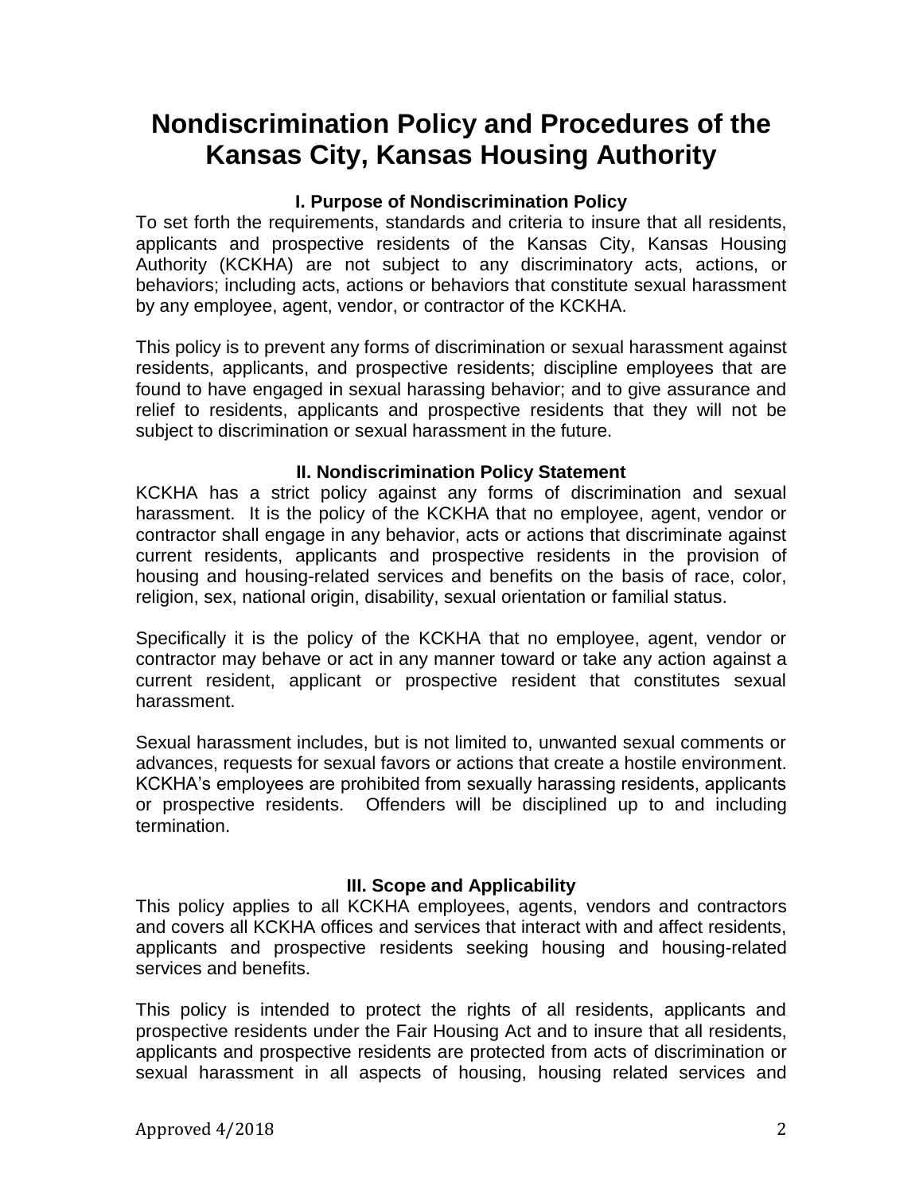# Nondiscrimination Policy and Procedures of the Kansas City, Kansas Housing Authority

### I. Purpose of Nondiscrimination Policy

To set forth the requirements, standards and criteria to insure that all residents, applicants and prospective residents of the Kansas City, Kansas Housing Authority (KCKHA) are not subject to any discriminatory acts, actions, or behaviors; including acts, actions or behaviors that constitute sexual harassment by any employee, agent, vendor, or contractor of the KCKHA.

This policy is to prevent any forms of discrimination or sexual harassment against residents, applicants, and prospective residents; discipline employees that are found to have engaged in sexual harassing behavior; and to give assurance and relief to residents, applicants and prospective residents that they will not be subject to discrimination or sexual harassment in the future.

### II. Nondiscrimination Policy Statement

KCKHA has a strict policy against any forms of discrimination and sexual harassment. It is the policy of the KCKHA that no employee, agent, vendor or contractor shall engage in any behavior, acts or actions that discriminate against current residents, applicants and prospective residents in the provision of housing and housing-related services and benefits on the basis of race, color, religion, sex, national origin, disability, sexual orientation or familial status.

Specifically it is the policy of the KCKHA that no employee, agent, vendor or contractor may behave or act in any manner toward or take any action against a current resident, applicant or prospective resident that constitutes sexual harassment.

Sexual harassment includes, but is not limited to, unwanted sexual comments or advances, requests for sexual favors or actions that create a hostile environment. KCKHA's employees are prohibited from sexually harassing residents, applicants or prospective residents. Offenders will be disciplined up to and including termination.

### III. Scope and Applicability

This policy applies to all KCKHA employees, agents, vendors and contractors and covers all KCKHA offices and services that interact with and affect residents, applicants and prospective residents seeking housing and housing-related services and benefits.

This policy is intended to protect the rights of all residents, applicants and prospective residents under the Fair Housing Act and to insure that all residents, applicants and prospective residents are protected from acts of discrimination or sexual harassment in all aspects of housing, housing related services and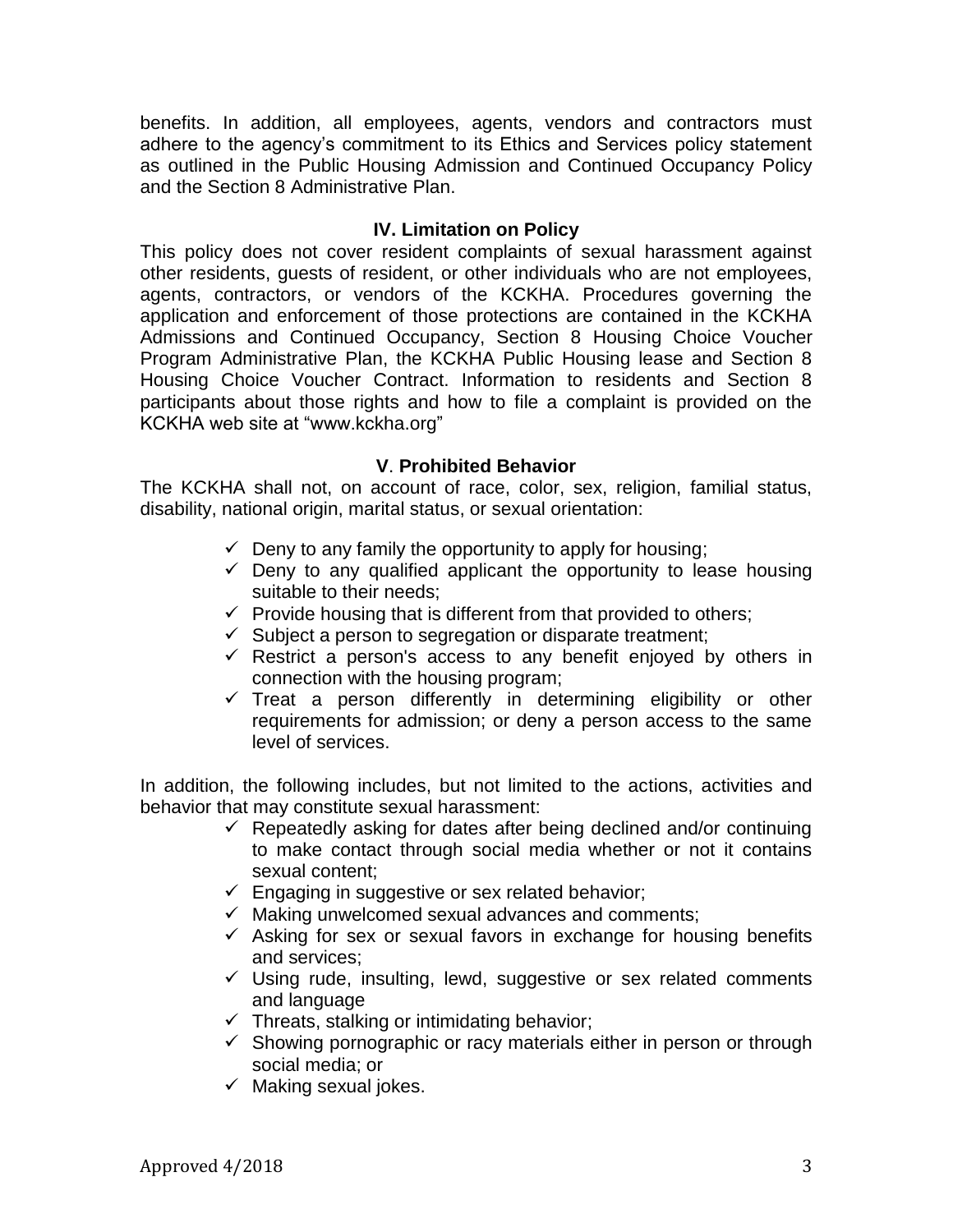benefits. In addition, all employees, agents, vendors and contractors must adhere to the agency's commitment to its Ethics and Services policy statement as outlined in the Public Housing Admission and Continued Occupancy Policy and the Section 8 Administrative Plan.

## IV. Limitation on Policy

This policy does not cover resident complaints of sexual harassment against other residents, guests of resident, or other individuals who are not employees, agents, contractors, or vendors of the KCKHA. Procedures governing the application and enforcement of those protections are contained in the KCKHA Admissions and Continued Occupancy, Section 8 Housing Choice Voucher Program Administrative Plan, the KCKHA Public Housing lease and Section 8 Housing Choice Voucher Contract. Information to residents and Section 8 participants about those rights and how to file a complaint is provided on the KCKHA web site at "www.kckha.org"

## V. Prohibited Behavior

The KCKHA shall not, on account of race, color, sex, religion, familial status, disability, national origin, marital status, or sexual orientation:

- ✓ Deny to any family the opportunity to apply for housing;
- ✓ Deny to any qualified applicant the opportunity to lease housing suitable to their needs;
- ✓ Provide housing that is different from that provided to others;
- ✓ Subject a person to segregation or disparate treatment;
- ✓ Restrict a person's access to any benefit enjoyed by others in connection with the housing program;
- ✓ Treat a person differently in determining eligibility or other requirements for admission; or deny a person access to the same level of services.

In addition, the following includes, but not limited to the actions, activities and behavior that may constitute sexual harassment:

- ✓ Repeatedly asking for dates after being declined and/or continuing to make contact through social media whether or not it contains sexual content;
- ✓ Engaging in suggestive or sex related behavior;
- ✓ Making unwelcomed sexual advances and comments;
- ✓ Asking for sex or sexual favors in exchange for housing benefits and services;
- ✓ Using rude, insulting, lewd, suggestive or sex related comments and language
- ✓ Threats, stalking or intimidating behavior;
- ✓ Showing pornographic or racy materials either in person or through social media; or
- ✓ Making sexual jokes.

Approved 4/2018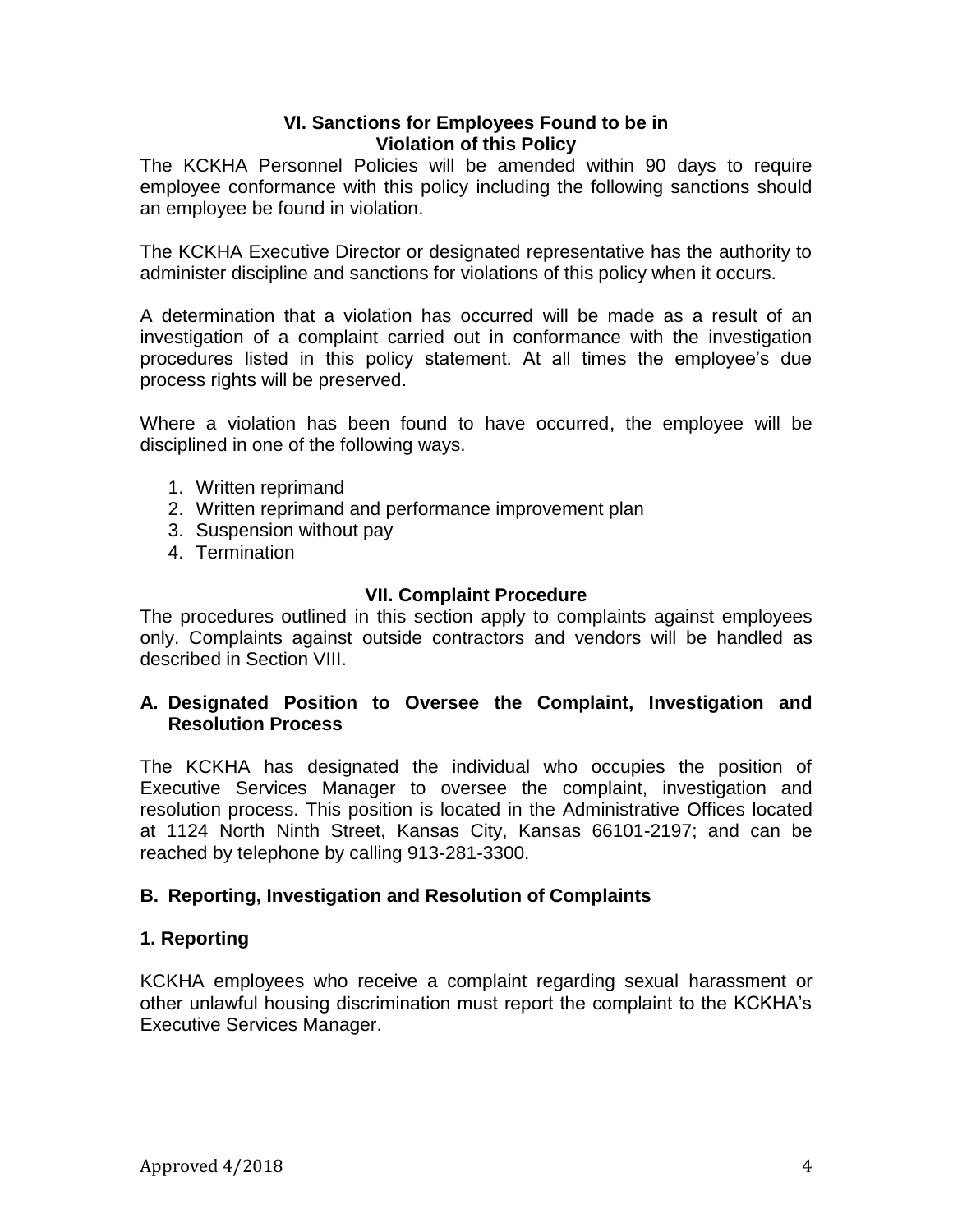## VI. Sanctions for Employees Found to be in Violation of this Policy

The KCKHA Personnel Policies will be amended within 90 days to require employee conformance with this policy including the following sanctions should an employee be found in violation.

The KCKHA Executive Director or designated representative has the authority to administer discipline and sanctions for violations of this policy when it occurs.

A determination that a violation has occurred will be made as a result of an investigation of a complaint carried out in conformance with the investigation procedures listed in this policy statement. At all times the employee's due process rights will be preserved.

Where a violation has been found to have occurred, the employee will be disciplined in one of the following ways.

1. Written reprimand
2. Written reprimand and performance improvement plan
3. Suspension without pay
4. Termination

## VII. Complaint Procedure

The procedures outlined in this section apply to complaints against employees only. Complaints against outside contractors and vendors will be handled as described in Section VIII.

### A. Designated Position to Oversee the Complaint, Investigation and Resolution Process

The KCKHA has designated the individual who occupies the position of Executive Services Manager to oversee the complaint, investigation and resolution process. This position is located in the Administrative Offices located at 1124 North Ninth Street, Kansas City, Kansas 66101-2197; and can be reached by telephone by calling 913-281-3300.

### B. Reporting, Investigation and Resolution of Complaints

### 1. Reporting

KCKHA employees who receive a complaint regarding sexual harassment or other unlawful housing discrimination must report the complaint to the KCKHA's Executive Services Manager.

Approved 4/2018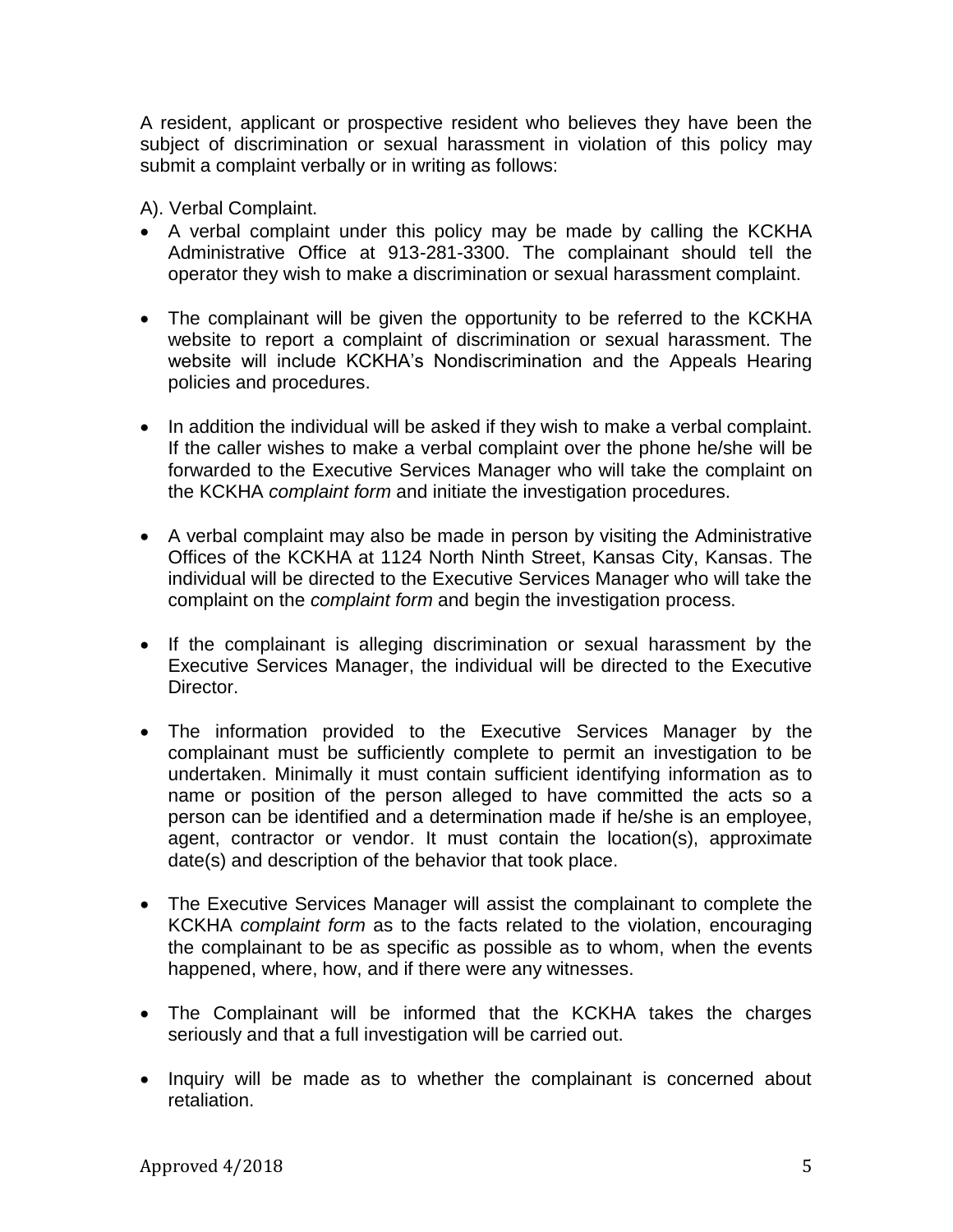A resident, applicant or prospective resident who believes they have been the subject of discrimination or sexual harassment in violation of this policy may submit a complaint verbally or in writing as follows:

A). Verbal Complaint.

- A verbal complaint under this policy may be made by calling the KCKHA Administrative Office at 913-281-3300. The complainant should tell the operator they wish to make a discrimination or sexual harassment complaint.

- The complainant will be given the opportunity to be referred to the KCKHA website to report a complaint of discrimination or sexual harassment. The website will include KCKHA's Nondiscrimination and the Appeals Hearing policies and procedures.

- In addition the individual will be asked if they wish to make a verbal complaint. If the caller wishes to make a verbal complaint over the phone he/she will be forwarded to the Executive Services Manager who will take the complaint on the KCKHA *complaint form* and initiate the investigation procedures.

- A verbal complaint may also be made in person by visiting the Administrative Offices of the KCKHA at 1124 North Ninth Street, Kansas City, Kansas. The individual will be directed to the Executive Services Manager who will take the complaint on the *complaint form* and begin the investigation process.

- If the complainant is alleging discrimination or sexual harassment by the Executive Services Manager, the individual will be directed to the Executive Director.

- The information provided to the Executive Services Manager by the complainant must be sufficiently complete to permit an investigation to be undertaken. Minimally it must contain sufficient identifying information as to name or position of the person alleged to have committed the acts so a person can be identified and a determination made if he/she is an employee, agent, contractor or vendor. It must contain the location(s), approximate date(s) and description of the behavior that took place.

- The Executive Services Manager will assist the complainant to complete the KCKHA *complaint form* as to the facts related to the violation, encouraging the complainant to be as specific as possible as to whom, when the events happened, where, how, and if there were any witnesses.

- The Complainant will be informed that the KCKHA takes the charges seriously and that a full investigation will be carried out.

- Inquiry will be made as to whether the complainant is concerned about retaliation.

Approved 4/2018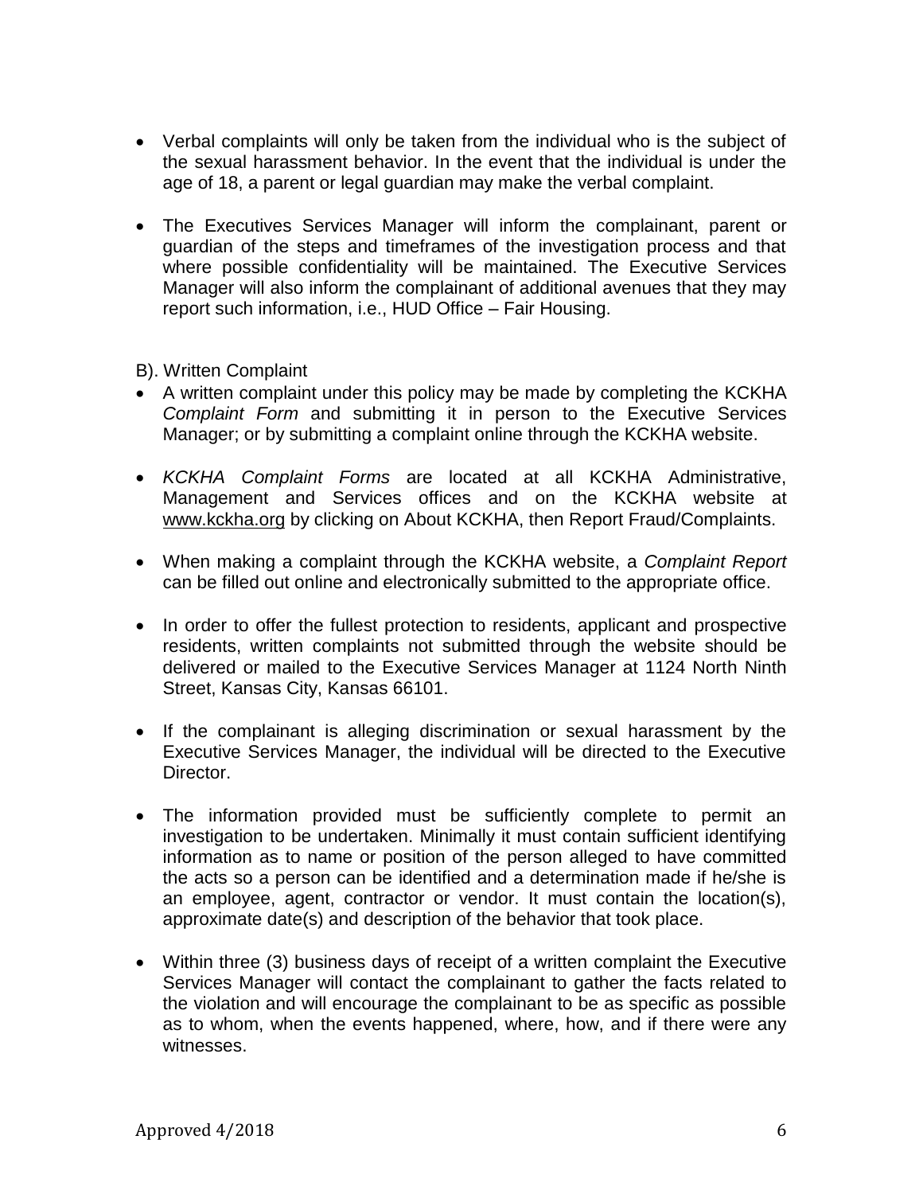- Verbal complaints will only be taken from the individual who is the subject of the sexual harassment behavior. In the event that the individual is under the age of 18, a parent or legal guardian may make the verbal complaint.

- The Executives Services Manager will inform the complainant, parent or guardian of the steps and timeframes of the investigation process and that where possible confidentiality will be maintained. The Executive Services Manager will also inform the complainant of additional avenues that they may report such information, i.e., HUD Office – Fair Housing.

B). Written Complaint

- A written complaint under this policy may be made by completing the KCKHA *Complaint Form* and submitting it in person to the Executive Services Manager; or by submitting a complaint online through the KCKHA website.

- *KCKHA Complaint Forms* are located at all KCKHA Administrative, Management and Services offices and on the KCKHA website at www.kckha.org by clicking on About KCKHA, then Report Fraud/Complaints.

- When making a complaint through the KCKHA website, a *Complaint Report* can be filled out online and electronically submitted to the appropriate office.

- In order to offer the fullest protection to residents, applicant and prospective residents, written complaints not submitted through the website should be delivered or mailed to the Executive Services Manager at 1124 North Ninth Street, Kansas City, Kansas 66101.

- If the complainant is alleging discrimination or sexual harassment by the Executive Services Manager, the individual will be directed to the Executive Director.

- The information provided must be sufficiently complete to permit an investigation to be undertaken. Minimally it must contain sufficient identifying information as to name or position of the person alleged to have committed the acts so a person can be identified and a determination made if he/she is an employee, agent, contractor or vendor. It must contain the location(s), approximate date(s) and description of the behavior that took place.

- Within three (3) business days of receipt of a written complaint the Executive Services Manager will contact the complainant to gather the facts related to the violation and will encourage the complainant to be as specific as possible as to whom, when the events happened, where, how, and if there were any witnesses.

Approved 4/2018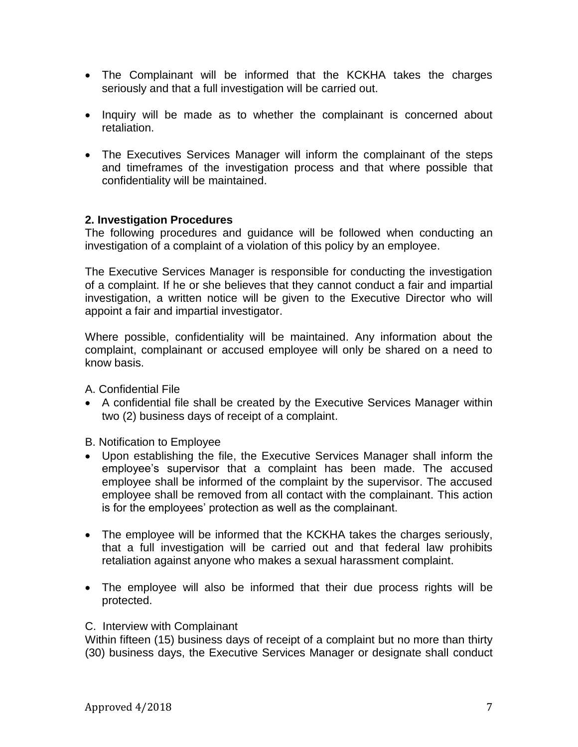- The Complainant will be informed that the KCKHA takes the charges seriously and that a full investigation will be carried out.

- Inquiry will be made as to whether the complainant is concerned about retaliation.

- The Executives Services Manager will inform the complainant of the steps and timeframes of the investigation process and that where possible that confidentiality will be maintained.

**2. Investigation Procedures**

The following procedures and guidance will be followed when conducting an investigation of a complaint of a violation of this policy by an employee.

The Executive Services Manager is responsible for conducting the investigation of a complaint. If he or she believes that they cannot conduct a fair and impartial investigation, a written notice will be given to the Executive Director who will appoint a fair and impartial investigator.

Where possible, confidentiality will be maintained. Any information about the complaint, complainant or accused employee will only be shared on a need to know basis.

A. Confidential File

- A confidential file shall be created by the Executive Services Manager within two (2) business days of receipt of a complaint.

B. Notification to Employee

- Upon establishing the file, the Executive Services Manager shall inform the employee's supervisor that a complaint has been made. The accused employee shall be informed of the complaint by the supervisor. The accused employee shall be removed from all contact with the complainant. This action is for the employees' protection as well as the complainant.

- The employee will be informed that the KCKHA takes the charges seriously, that a full investigation will be carried out and that federal law prohibits retaliation against anyone who makes a sexual harassment complaint.

- The employee will also be informed that their due process rights will be protected.

C. Interview with Complainant

Within fifteen (15) business days of receipt of a complaint but no more than thirty (30) business days, the Executive Services Manager or designate shall conduct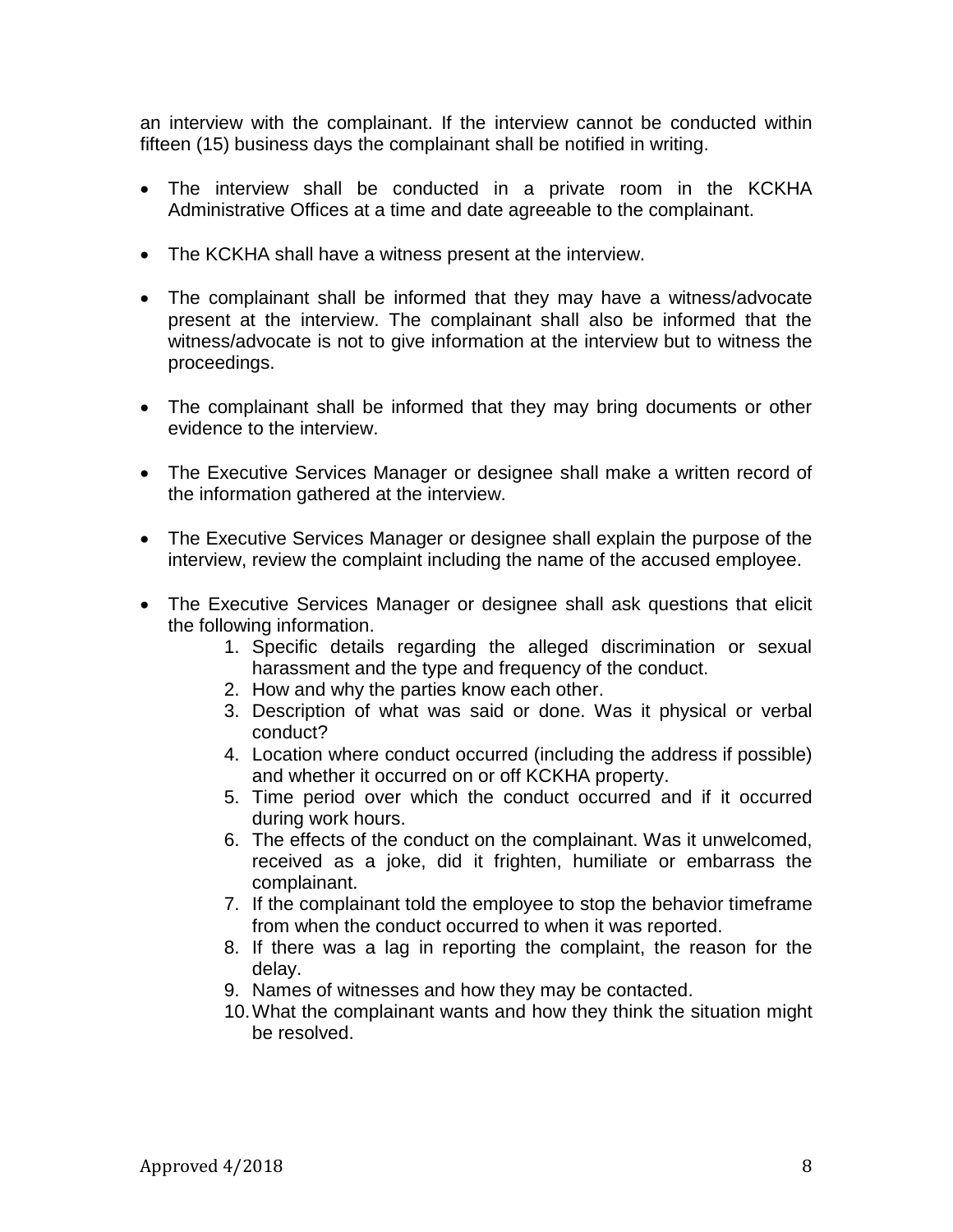an interview with the complainant. If the interview cannot be conducted within fifteen (15) business days the complainant shall be notified in writing.

- The interview shall be conducted in a private room in the KCKHA Administrative Offices at a time and date agreeable to the complainant.
- The KCKHA shall have a witness present at the interview.
- The complainant shall be informed that they may have a witness/advocate present at the interview. The complainant shall also be informed that the witness/advocate is not to give information at the interview but to witness the proceedings.
- The complainant shall be informed that they may bring documents or other evidence to the interview.
- The Executive Services Manager or designee shall make a written record of the information gathered at the interview.
- The Executive Services Manager or designee shall explain the purpose of the interview, review the complaint including the name of the accused employee.
- The Executive Services Manager or designee shall ask questions that elicit the following information.
    1. Specific details regarding the alleged discrimination or sexual harassment and the type and frequency of the conduct.
    2. How and why the parties know each other.
    3. Description of what was said or done. Was it physical or verbal conduct?
    4. Location where conduct occurred (including the address if possible) and whether it occurred on or off KCKHA property.
    5. Time period over which the conduct occurred and if it occurred during work hours.
    6. The effects of the conduct on the complainant. Was it unwelcomed, received as a joke, did it frighten, humiliate or embarrass the complainant.
    7. If the complainant told the employee to stop the behavior timeframe from when the conduct occurred to when it was reported.
    8. If there was a lag in reporting the complaint, the reason for the delay.
    9. Names of witnesses and how they may be contacted.
    10. What the complainant wants and how they think the situation might be resolved.

Approved 4/2018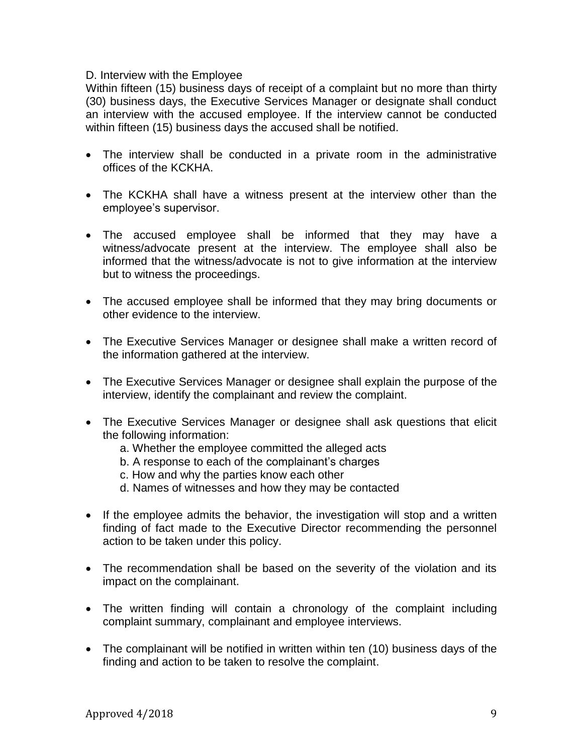D. Interview with the Employee

Within fifteen (15) business days of receipt of a complaint but no more than thirty (30) business days, the Executive Services Manager or designate shall conduct an interview with the accused employee. If the interview cannot be conducted within fifteen (15) business days the accused shall be notified.

- The interview shall be conducted in a private room in the administrative offices of the KCKHA.
- The KCKHA shall have a witness present at the interview other than the employee's supervisor.
- The accused employee shall be informed that they may have a witness/advocate present at the interview. The employee shall also be informed that the witness/advocate is not to give information at the interview but to witness the proceedings.
- The accused employee shall be informed that they may bring documents or other evidence to the interview.
- The Executive Services Manager or designee shall make a written record of the information gathered at the interview.
- The Executive Services Manager or designee shall explain the purpose of the interview, identify the complainant and review the complaint.
- The Executive Services Manager or designee shall ask questions that elicit the following information:
    - a. Whether the employee committed the alleged acts
    - b. A response to each of the complainant's charges
    - c. How and why the parties know each other
    - d. Names of witnesses and how they may be contacted
- If the employee admits the behavior, the investigation will stop and a written finding of fact made to the Executive Director recommending the personnel action to be taken under this policy.
- The recommendation shall be based on the severity of the violation and its impact on the complainant.
- The written finding will contain a chronology of the complaint including complaint summary, complainant and employee interviews.
- The complainant will be notified in written within ten (10) business days of the finding and action to be taken to resolve the complaint.

Approved 4/2018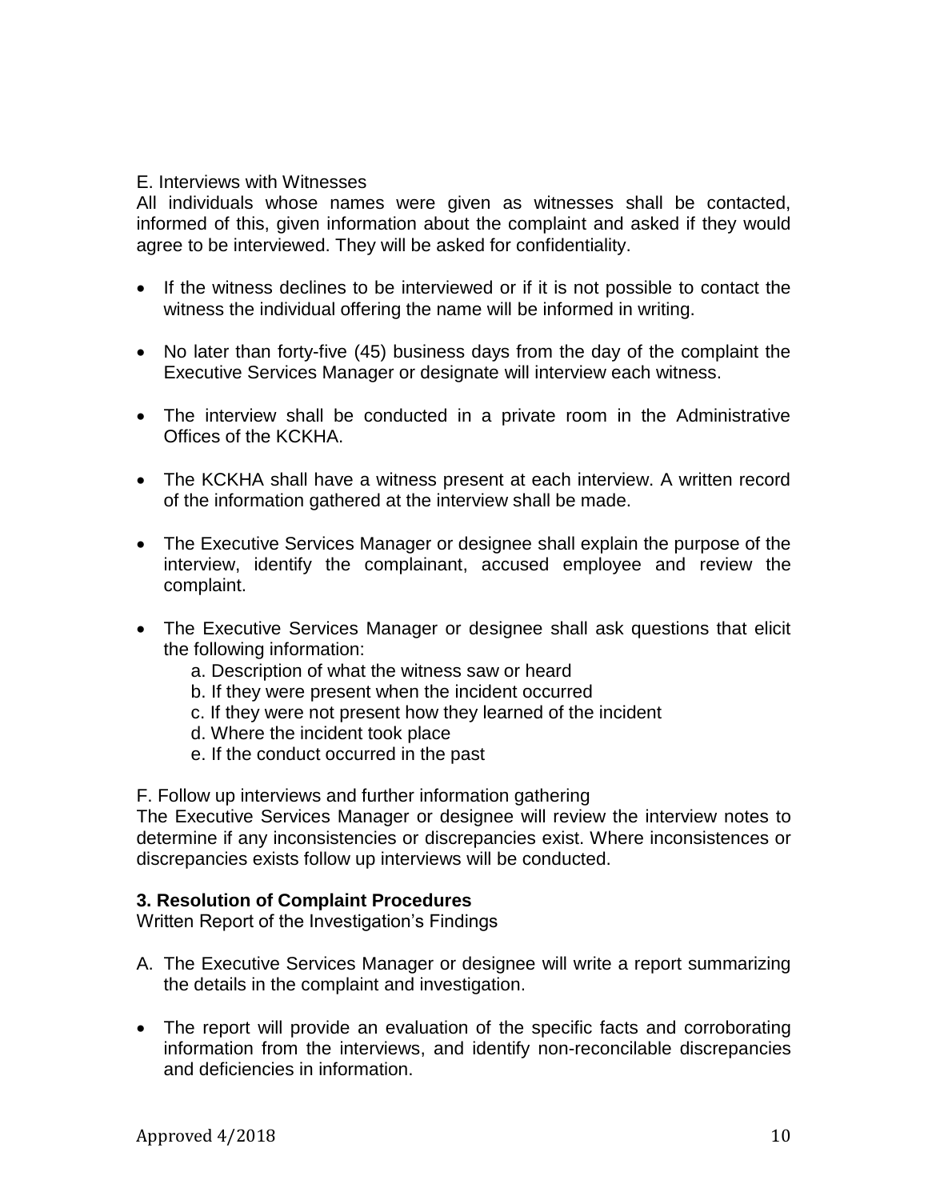E. Interviews with Witnesses

All individuals whose names were given as witnesses shall be contacted, informed of this, given information about the complaint and asked if they would agree to be interviewed. They will be asked for confidentiality.

- If the witness declines to be interviewed or if it is not possible to contact the witness the individual offering the name will be informed in writing.
- No later than forty-five (45) business days from the day of the complaint the Executive Services Manager or designate will interview each witness.
- The interview shall be conducted in a private room in the Administrative Offices of the KCKHA.
- The KCKHA shall have a witness present at each interview. A written record of the information gathered at the interview shall be made.
- The Executive Services Manager or designee shall explain the purpose of the interview, identify the complainant, accused employee and review the complaint.
- The Executive Services Manager or designee shall ask questions that elicit the following information:
    a. Description of what the witness saw or heard
    b. If they were present when the incident occurred
    c. If they were not present how they learned of the incident
    d. Where the incident took place
    e. If the conduct occurred in the past

F. Follow up interviews and further information gathering

The Executive Services Manager or designee will review the interview notes to determine if any inconsistencies or discrepancies exist. Where inconsistences or discrepancies exists follow up interviews will be conducted.

**3. Resolution of Complaint Procedures**

Written Report of the Investigation's Findings

A. The Executive Services Manager or designee will write a report summarizing the details in the complaint and investigation.

- The report will provide an evaluation of the specific facts and corroborating information from the interviews, and identify non-reconcilable discrepancies and deficiencies in information.

Approved 4/2018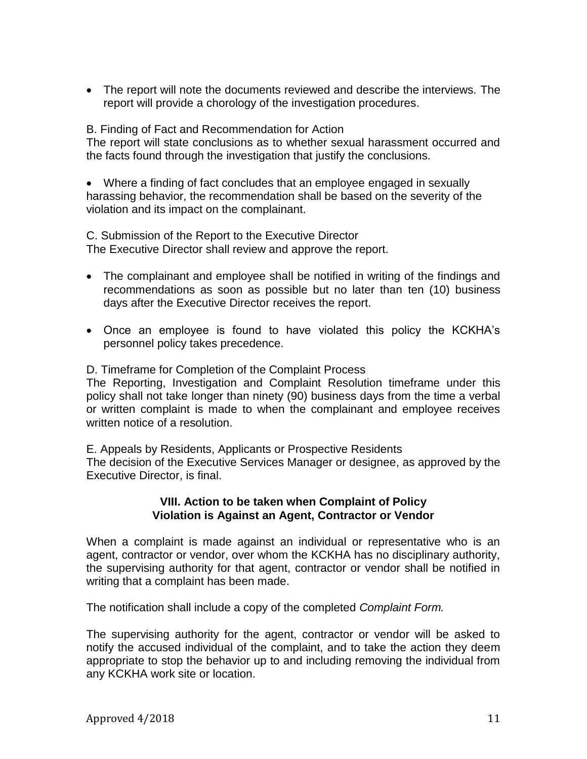- The report will note the documents reviewed and describe the interviews. The report will provide a chorology of the investigation procedures.

B. Finding of Fact and Recommendation for Action
The report will state conclusions as to whether sexual harassment occurred and the facts found through the investigation that justify the conclusions.

- Where a finding of fact concludes that an employee engaged in sexually harassing behavior, the recommendation shall be based on the severity of the violation and its impact on the complainant.

C. Submission of the Report to the Executive Director
The Executive Director shall review and approve the report.

- The complainant and employee shall be notified in writing of the findings and recommendations as soon as possible but no later than ten (10) business days after the Executive Director receives the report.
- Once an employee is found to have violated this policy the KCKHA's personnel policy takes precedence.

D. Timeframe for Completion of the Complaint Process
The Reporting, Investigation and Complaint Resolution timeframe under this policy shall not take longer than ninety (90) business days from the time a verbal or written complaint is made to when the complainant and employee receives written notice of a resolution.

E. Appeals by Residents, Applicants or Prospective Residents
The decision of the Executive Services Manager or designee, as approved by the Executive Director, is final.

## VIII. Action to be taken when Complaint of Policy Violation is Against an Agent, Contractor or Vendor

When a complaint is made against an individual or representative who is an agent, contractor or vendor, over whom the KCKHA has no disciplinary authority, the supervising authority for that agent, contractor or vendor shall be notified in writing that a complaint has been made.

The notification shall include a copy of the completed *Complaint Form.*

The supervising authority for the agent, contractor or vendor will be asked to notify the accused individual of the complaint, and to take the action they deem appropriate to stop the behavior up to and including removing the individual from any KCKHA work site or location.

Approved 4/2018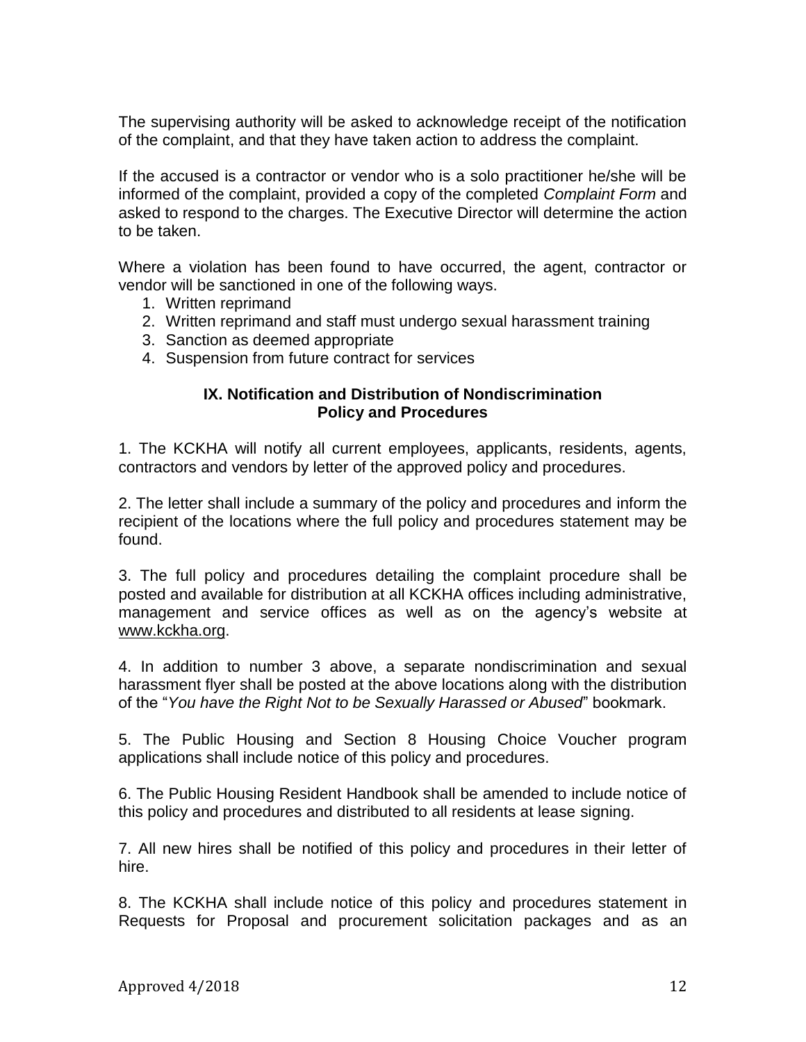The supervising authority will be asked to acknowledge receipt of the notification of the complaint, and that they have taken action to address the complaint.

If the accused is a contractor or vendor who is a solo practitioner he/she will be informed of the complaint, provided a copy of the completed *Complaint Form* and asked to respond to the charges. The Executive Director will determine the action to be taken.

Where a violation has been found to have occurred, the agent, contractor or vendor will be sanctioned in one of the following ways.

1. Written reprimand
2. Written reprimand and staff must undergo sexual harassment training
3. Sanction as deemed appropriate
4. Suspension from future contract for services

## IX. Notification and Distribution of Nondiscrimination Policy and Procedures

1. The KCKHA will notify all current employees, applicants, residents, agents, contractors and vendors by letter of the approved policy and procedures.

2. The letter shall include a summary of the policy and procedures and inform the recipient of the locations where the full policy and procedures statement may be found.

3. The full policy and procedures detailing the complaint procedure shall be posted and available for distribution at all KCKHA offices including administrative, management and service offices as well as on the agency's website at www.kckha.org.

4. In addition to number 3 above, a separate nondiscrimination and sexual harassment flyer shall be posted at the above locations along with the distribution of the "*You have the Right Not to be Sexually Harassed or Abused*" bookmark.

5. The Public Housing and Section 8 Housing Choice Voucher program applications shall include notice of this policy and procedures.

6. The Public Housing Resident Handbook shall be amended to include notice of this policy and procedures and distributed to all residents at lease signing.

7. All new hires shall be notified of this policy and procedures in their letter of hire.

8. The KCKHA shall include notice of this policy and procedures statement in Requests for Proposal and procurement solicitation packages and as an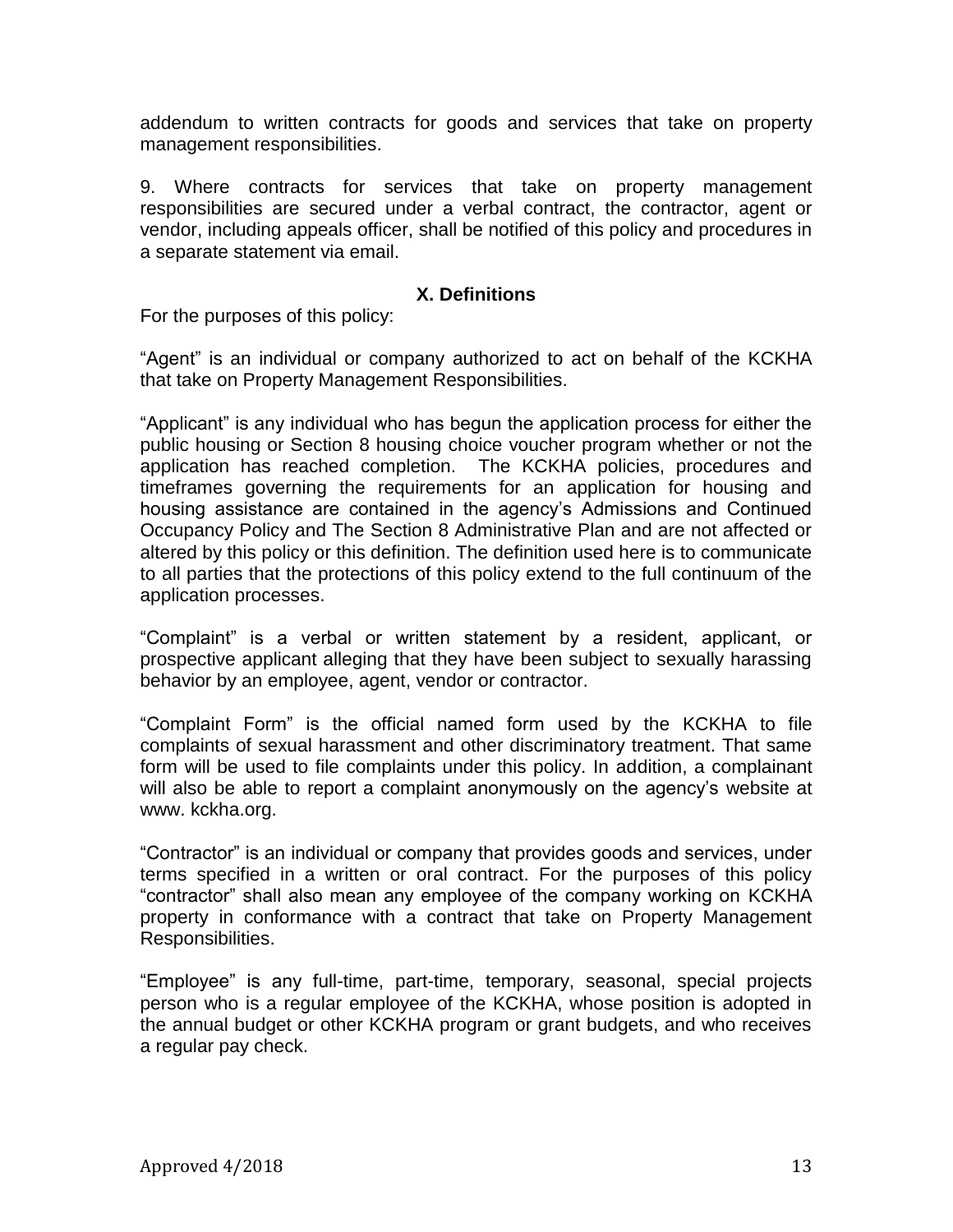addendum to written contracts for goods and services that take on property management responsibilities.

9. Where contracts for services that take on property management responsibilities are secured under a verbal contract, the contractor, agent or vendor, including appeals officer, shall be notified of this policy and procedures in a separate statement via email.

## X. Definitions

For the purposes of this policy:

“Agent” is an individual or company authorized to act on behalf of the KCKHA that take on Property Management Responsibilities.

“Applicant” is any individual who has begun the application process for either the public housing or Section 8 housing choice voucher program whether or not the application has reached completion. The KCKHA policies, procedures and timeframes governing the requirements for an application for housing and housing assistance are contained in the agency’s Admissions and Continued Occupancy Policy and The Section 8 Administrative Plan and are not affected or altered by this policy or this definition. The definition used here is to communicate to all parties that the protections of this policy extend to the full continuum of the application processes.

“Complaint” is a verbal or written statement by a resident, applicant, or prospective applicant alleging that they have been subject to sexually harassing behavior by an employee, agent, vendor or contractor.

“Complaint Form” is the official named form used by the KCKHA to file complaints of sexual harassment and other discriminatory treatment. That same form will be used to file complaints under this policy. In addition, a complainant will also be able to report a complaint anonymously on the agency’s website at www. kckha.org.

“Contractor” is an individual or company that provides goods and services, under terms specified in a written or oral contract. For the purposes of this policy “contractor” shall also mean any employee of the company working on KCKHA property in conformance with a contract that take on Property Management Responsibilities.

“Employee” is any full-time, part-time, temporary, seasonal, special projects person who is a regular employee of the KCKHA, whose position is adopted in the annual budget or other KCKHA program or grant budgets, and who receives a regular pay check.

Approved 4/2018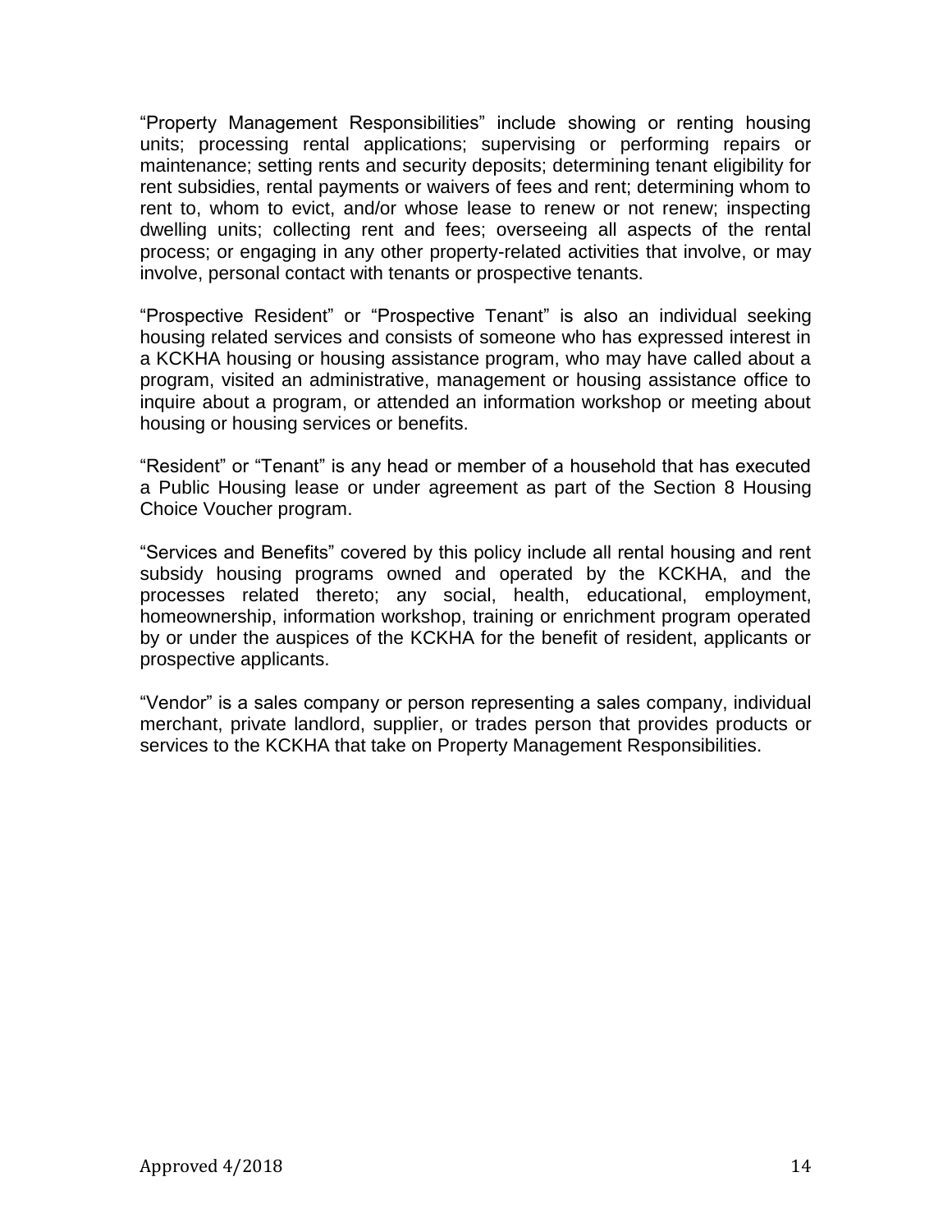"Property Management Responsibilities" include showing or renting housing units; processing rental applications; supervising or performing repairs or maintenance; setting rents and security deposits; determining tenant eligibility for rent subsidies, rental payments or waivers of fees and rent; determining whom to rent to, whom to evict, and/or whose lease to renew or not renew; inspecting dwelling units; collecting rent and fees; overseeing all aspects of the rental process; or engaging in any other property-related activities that involve, or may involve, personal contact with tenants or prospective tenants.

"Prospective Resident" or "Prospective Tenant" is also an individual seeking housing related services and consists of someone who has expressed interest in a KCKHA housing or housing assistance program, who may have called about a program, visited an administrative, management or housing assistance office to inquire about a program, or attended an information workshop or meeting about housing or housing services or benefits.

"Resident" or "Tenant" is any head or member of a household that has executed a Public Housing lease or under agreement as part of the Section 8 Housing Choice Voucher program.

"Services and Benefits" covered by this policy include all rental housing and rent subsidy housing programs owned and operated by the KCKHA, and the processes related thereto; any social, health, educational, employment, homeownership, information workshop, training or enrichment program operated by or under the auspices of the KCKHA for the benefit of resident, applicants or prospective applicants.

"Vendor" is a sales company or person representing a sales company, individual merchant, private landlord, supplier, or trades person that provides products or services to the KCKHA that take on Property Management Responsibilities.

Approved 4/2018